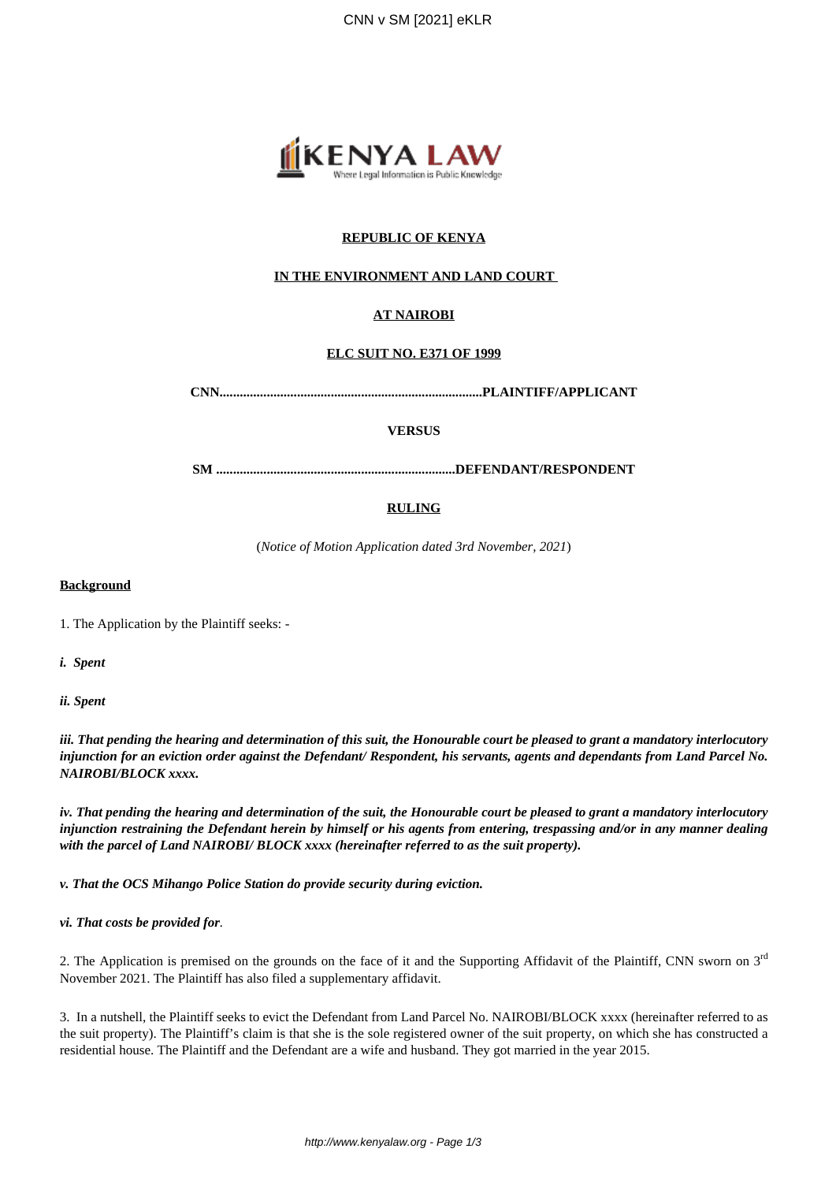**REPUBLIC OF KENYA**

**IN THE ENVIRONMENT AND LAND COURT**

**AT NAIROBI**

**ELC SUIT NO. E371 OF 1999**

**CNN...........................................................................PLAINTIFF/APPLICANT**

**VERSUS**

**SM ....................................................................DEFENDANT/RESPONDENT**

**RULING**

(*Notice of Motion Application dated 3rd November, 2021*)

**Background**

1. The Application by the Plaintiff seeks: -

***i. Spent***

***ii. Spent***

***iii. That pending the hearing and determination of this suit, the Honourable court be pleased to grant a mandatory interlocutory injunction for an eviction order against the Defendant/ Respondent, his servants, agents and dependants from Land Parcel No. NAIROBI/BLOCK xxxx.***

***iv. That pending the hearing and determination of the suit, the Honourable court be pleased to grant a mandatory interlocutory injunction restraining the Defendant herein by himself or his agents from entering, trespassing and/or in any manner dealing with the parcel of Land NAIROBI/ BLOCK xxxx (hereinafter referred to as the suit property).***

***v. That the OCS Mihango Police Station do provide security during eviction.***

***vi. That costs be provided for.***

2. The Application is premised on the grounds on the face of it and the Supporting Affidavit of the Plaintiff, CNN sworn on 3rd November 2021. The Plaintiff has also filed a supplementary affidavit.

3. In a nutshell, the Plaintiff seeks to evict the Defendant from Land Parcel No. NAIROBI/BLOCK xxxx (hereinafter referred to as the suit property). The Plaintiff's claim is that she is the sole registered owner of the suit property, on which she has constructed a residential house. The Plaintiff and the Defendant are a wife and husband. They got married in the year 2015.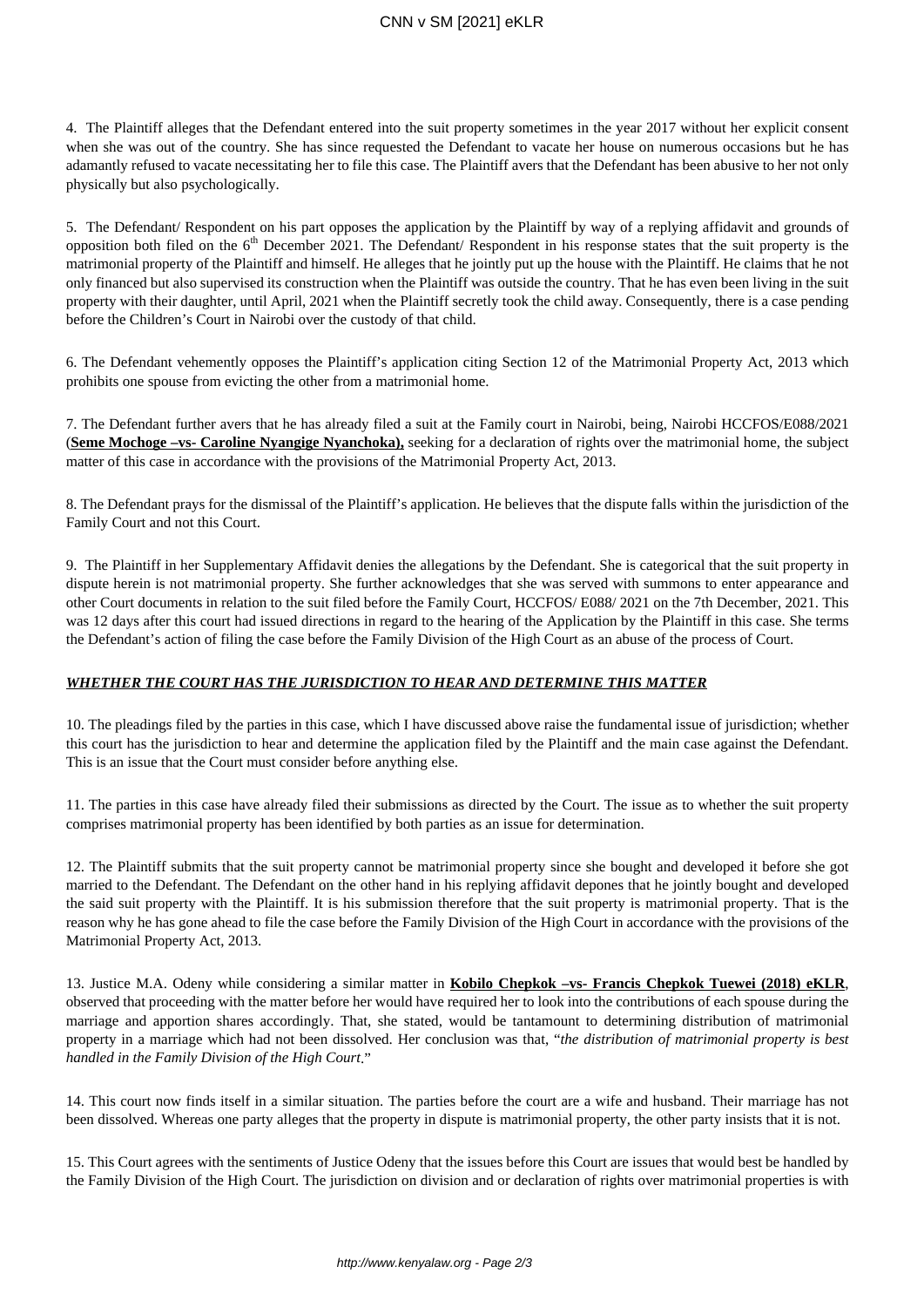4. The Plaintiff alleges that the Defendant entered into the suit property sometimes in the year 2017 without her explicit consent when she was out of the country. She has since requested the Defendant to vacate her house on numerous occasions but he has adamantly refused to vacate necessitating her to file this case. The Plaintiff avers that the Defendant has been abusive to her not only physically but also psychologically.

5. The Defendant/ Respondent on his part opposes the application by the Plaintiff by way of a replying affidavit and grounds of opposition both filed on the 6th December 2021. The Defendant/ Respondent in his response states that the suit property is the matrimonial property of the Plaintiff and himself. He alleges that he jointly put up the house with the Plaintiff. He claims that he not only financed but also supervised its construction when the Plaintiff was outside the country. That he has even been living in the suit property with their daughter, until April, 2021 when the Plaintiff secretly took the child away. Consequently, there is a case pending before the Children's Court in Nairobi over the custody of that child.

6. The Defendant vehemently opposes the Plaintiff's application citing Section 12 of the Matrimonial Property Act, 2013 which prohibits one spouse from evicting the other from a matrimonial home.

7. The Defendant further avers that he has already filed a suit at the Family court in Nairobi, being, Nairobi HCCFOS/E088/2021 (**Seme Mochoge –vs- Caroline Nyangige Nyanchoka),** seeking for a declaration of rights over the matrimonial home, the subject matter of this case in accordance with the provisions of the Matrimonial Property Act, 2013.

8. The Defendant prays for the dismissal of the Plaintiff's application. He believes that the dispute falls within the jurisdiction of the Family Court and not this Court.

9. The Plaintiff in her Supplementary Affidavit denies the allegations by the Defendant. She is categorical that the suit property in dispute herein is not matrimonial property. She further acknowledges that she was served with summons to enter appearance and other Court documents in relation to the suit filed before the Family Court, HCCFOS/ E088/ 2021 on the 7th December, 2021. This was 12 days after this court had issued directions in regard to the hearing of the Application by the Plaintiff in this case. She terms the Defendant's action of filing the case before the Family Division of the High Court as an abuse of the process of Court.

***WHETHER THE COURT HAS THE JURISDICTION TO HEAR AND DETERMINE THIS MATTER***

10. The pleadings filed by the parties in this case, which I have discussed above raise the fundamental issue of jurisdiction; whether this court has the jurisdiction to hear and determine the application filed by the Plaintiff and the main case against the Defendant. This is an issue that the Court must consider before anything else.

11. The parties in this case have already filed their submissions as directed by the Court. The issue as to whether the suit property comprises matrimonial property has been identified by both parties as an issue for determination.

12. The Plaintiff submits that the suit property cannot be matrimonial property since she bought and developed it before she got married to the Defendant. The Defendant on the other hand in his replying affidavit depones that he jointly bought and developed the said suit property with the Plaintiff. It is his submission therefore that the suit property is matrimonial property. That is the reason why he has gone ahead to file the case before the Family Division of the High Court in accordance with the provisions of the Matrimonial Property Act, 2013.

13. Justice M.A. Odeny while considering a similar matter in **Kobilo Chepkok –vs- Francis Chepkok Tuewei (2018) eKLR**, observed that proceeding with the matter before her would have required her to look into the contributions of each spouse during the marriage and apportion shares accordingly. That, she stated, would be tantamount to determining distribution of matrimonial property in a marriage which had not been dissolved. Her conclusion was that, "*the distribution of matrimonial property is best handled in the Family Division of the High Court*."

14. This court now finds itself in a similar situation. The parties before the court are a wife and husband. Their marriage has not been dissolved. Whereas one party alleges that the property in dispute is matrimonial property, the other party insists that it is not.

15. This Court agrees with the sentiments of Justice Odeny that the issues before this Court are issues that would best be handled by the Family Division of the High Court. The jurisdiction on division and or declaration of rights over matrimonial properties is with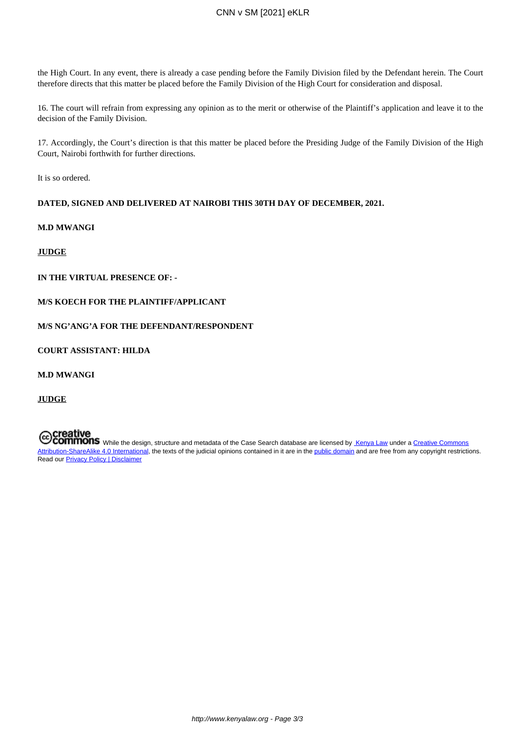the High Court. In any event, there is already a case pending before the Family Division filed by the Defendant herein. The Court therefore directs that this matter be placed before the Family Division of the High Court for consideration and disposal.

16. The court will refrain from expressing any opinion as to the merit or otherwise of the Plaintiff's application and leave it to the decision of the Family Division.

17. Accordingly, the Court's direction is that this matter be placed before the Presiding Judge of the Family Division of the High Court, Nairobi forthwith for further directions.

It is so ordered.

**DATED, SIGNED AND DELIVERED AT NAIROBI THIS 30TH DAY OF DECEMBER, 2021.**

**M.D MWANGI**

**JUDGE**

**IN THE VIRTUAL PRESENCE OF: -**

**M/S KOECH FOR THE PLAINTIFF/APPLICANT**

**M/S NG'ANG'A FOR THE DEFENDANT/RESPONDENT**

**COURT ASSISTANT: HILDA**

**M.D MWANGI**

**JUDGE**

While the design, structure and metadata of the Case Search database are licensed by Kenya Law under a Creative Commons Attribution-ShareAlike 4.0 International, the texts of the judicial opinions contained in it are in the public domain and are free from any copyright restrictions. Read our Privacy Policy | Disclaimer